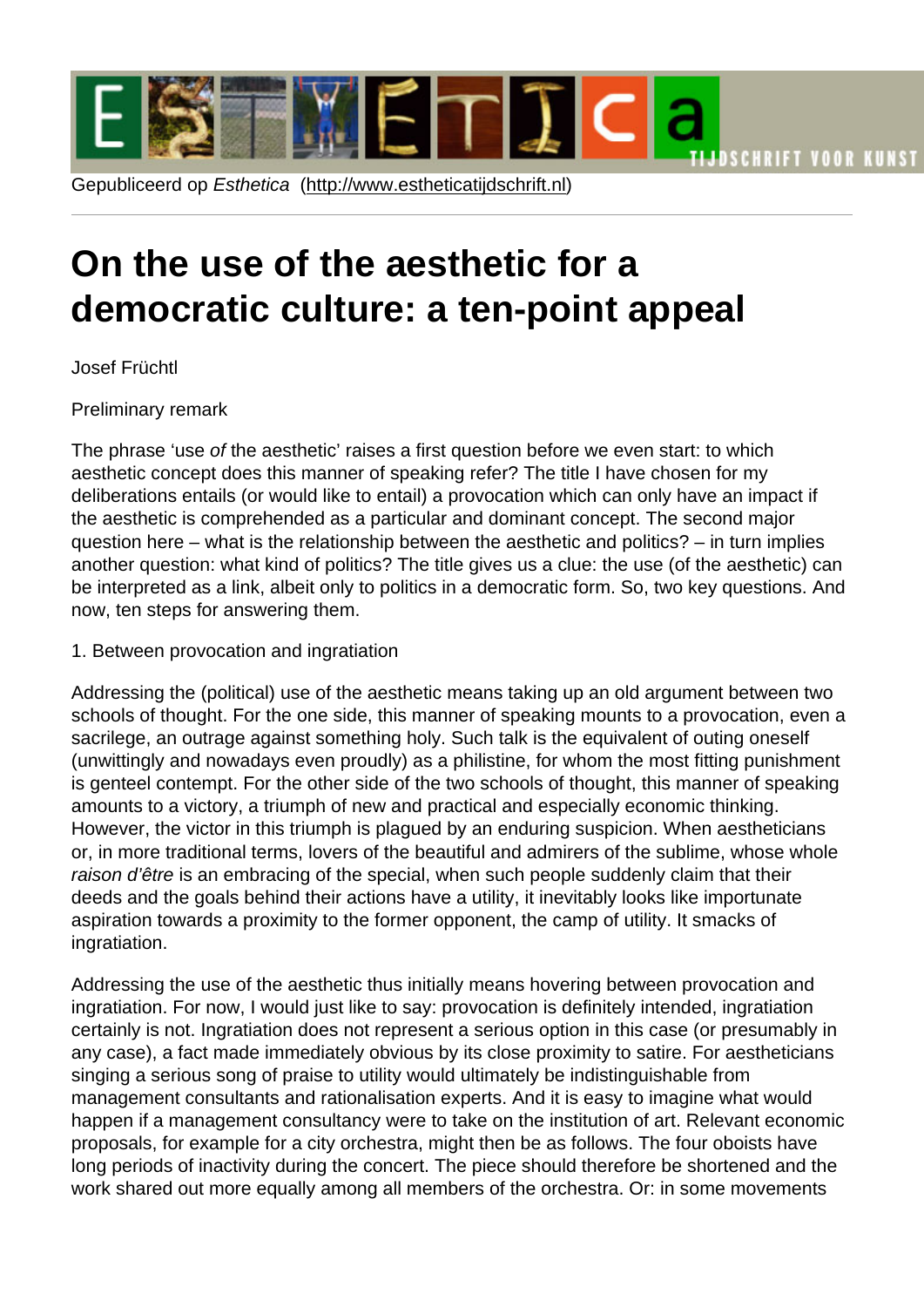Gepubliceerd op *Esthetica* (http://www.estheticatijdschrift.nl)

# On the use of the aesthetic for a democratic culture: a ten-point appeal

Josef Früchtl

Preliminary remark

The phrase 'use *of* the aesthetic' raises a first question before we even start: to which aesthetic concept does this manner of speaking refer? The title I have chosen for my deliberations entails (or would like to entail) a provocation which can only have an impact if the aesthetic is comprehended as a particular and dominant concept. The second major question here – what is the relationship between the aesthetic and politics? – in turn implies another question: what kind of politics? The title gives us a clue: the use (of the aesthetic) can be interpreted as a link, albeit only to politics in a democratic form. So, two key questions. And now, ten steps for answering them.

1. Between provocation and ingratiation

Addressing the (political) use of the aesthetic means taking up an old argument between two schools of thought. For the one side, this manner of speaking mounts to a provocation, even a sacrilege, an outrage against something holy. Such talk is the equivalent of outing oneself (unwittingly and nowadays even proudly) as a philistine, for whom the most fitting punishment is genteel contempt. For the other side of the two schools of thought, this manner of speaking amounts to a victory, a triumph of new and practical and especially economic thinking. However, the victor in this triumph is plagued by an enduring suspicion. When aestheticians or, in more traditional terms, lovers of the beautiful and admirers of the sublime, whose whole *raison d'être* is an embracing of the special, when such people suddenly claim that their deeds and the goals behind their actions have a utility, it inevitably looks like importunate aspiration towards a proximity to the former opponent, the camp of utility. It smacks of ingratiation.

Addressing the use of the aesthetic thus initially means hovering between provocation and ingratiation. For now, I would just like to say: provocation is definitely intended, ingratiation certainly is not. Ingratiation does not represent a serious option in this case (or presumably in any case), a fact made immediately obvious by its close proximity to satire. For aestheticians singing a serious song of praise to utility would ultimately be indistinguishable from management consultants and rationalisation experts. And it is easy to imagine what would happen if a management consultancy were to take on the institution of art. Relevant economic proposals, for example for a city orchestra, might then be as follows. The four oboists have long periods of inactivity during the concert. The piece should therefore be shortened and the work shared out more equally among all members of the orchestra. Or: in some movements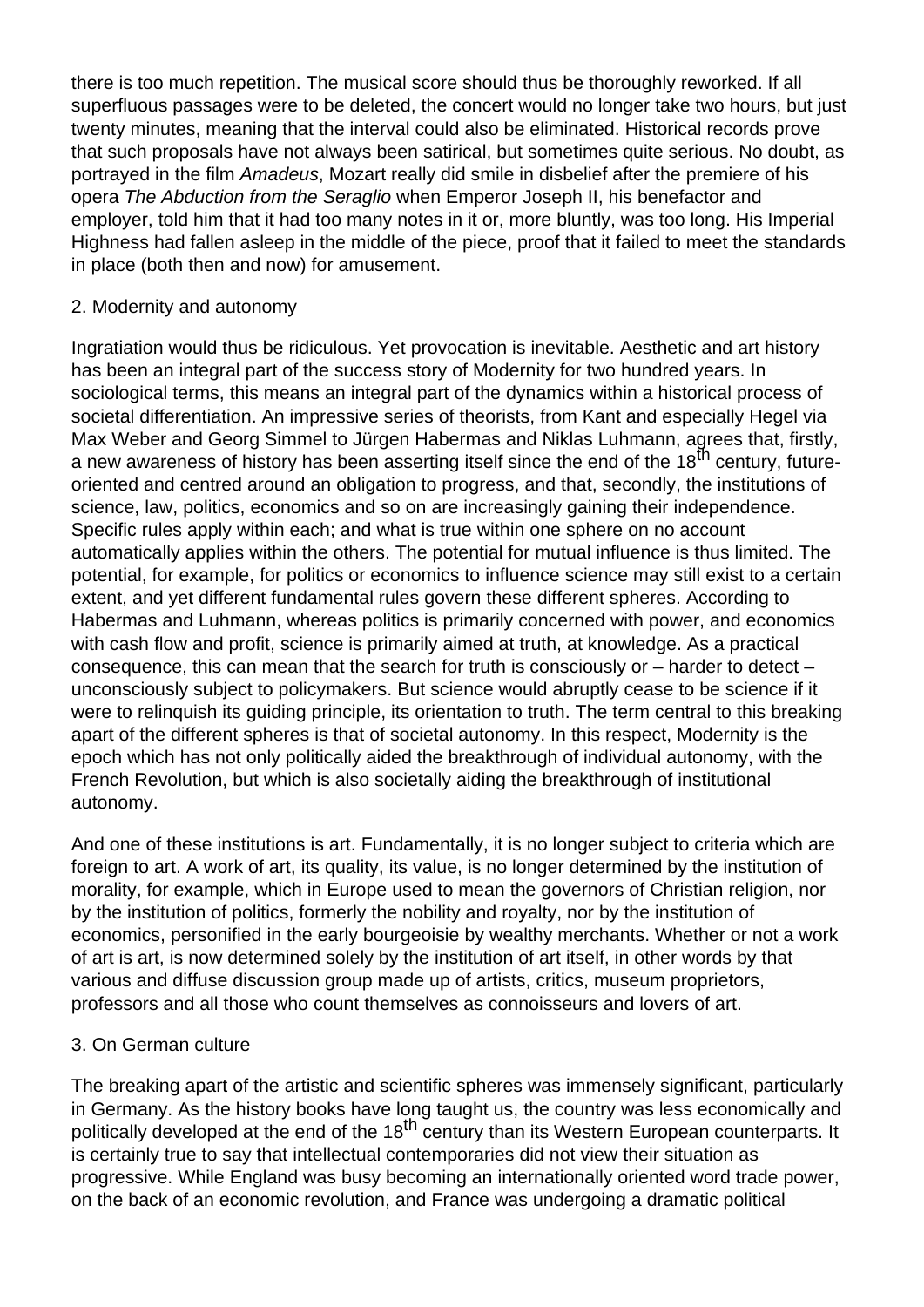there is too much repetition. The musical score should thus be thoroughly reworked. If all superfluous passages were to be deleted, the concert would no longer take two hours, but just twenty minutes, meaning that the interval could also be eliminated. Historical records prove that such proposals have not always been satirical, but sometimes quite serious. No doubt, as portrayed in the film *Amadeus*, Mozart really did smile in disbelief after the premiere of his opera *The Abduction from the Seraglio* when Emperor Joseph II, his benefactor and employer, told him that it had too many notes in it or, more bluntly, was too long. His Imperial Highness had fallen asleep in the middle of the piece, proof that it failed to meet the standards in place (both then and now) for amusement.

## 2. Modernity and autonomy

Ingratiation would thus be ridiculous. Yet provocation is inevitable. Aesthetic and art history has been an integral part of the success story of Modernity for two hundred years. In sociological terms, this means an integral part of the dynamics within a historical process of societal differentiation. An impressive series of theorists, from Kant and especially Hegel via Max Weber and Georg Simmel to Jürgen Habermas and Niklas Luhmann, agrees that, firstly, a new awareness of history has been asserting itself since the end of the 18th century, future-oriented and centred around an obligation to progress, and that, secondly, the institutions of science, law, politics, economics and so on are increasingly gaining their independence. Specific rules apply within each; and what is true within one sphere on no account automatically applies within the others. The potential for mutual influence is thus limited. The potential, for example, for politics or economics to influence science may still exist to a certain extent, and yet different fundamental rules govern these different spheres. According to Habermas and Luhmann, whereas politics is primarily concerned with power, and economics with cash flow and profit, science is primarily aimed at truth, at knowledge. As a practical consequence, this can mean that the search for truth is consciously or – harder to detect – unconsciously subject to policymakers. But science would abruptly cease to be science if it were to relinquish its guiding principle, its orientation to truth. The term central to this breaking apart of the different spheres is that of societal autonomy. In this respect, Modernity is the epoch which has not only politically aided the breakthrough of individual autonomy, with the French Revolution, but which is also societally aiding the breakthrough of institutional autonomy.

And one of these institutions is art. Fundamentally, it is no longer subject to criteria which are foreign to art. A work of art, its quality, its value, is no longer determined by the institution of morality, for example, which in Europe used to mean the governors of Christian religion, nor by the institution of politics, formerly the nobility and royalty, nor by the institution of economics, personified in the early bourgeoisie by wealthy merchants. Whether or not a work of art is art, is now determined solely by the institution of art itself, in other words by that various and diffuse discussion group made up of artists, critics, museum proprietors, professors and all those who count themselves as connoisseurs and lovers of art.

## 3. On German culture

The breaking apart of the artistic and scientific spheres was immensely significant, particularly in Germany. As the history books have long taught us, the country was less economically and politically developed at the end of the 18th century than its Western European counterparts. It is certainly true to say that intellectual contemporaries did not view their situation as progressive. While England was busy becoming an internationally oriented word trade power, on the back of an economic revolution, and France was undergoing a dramatic political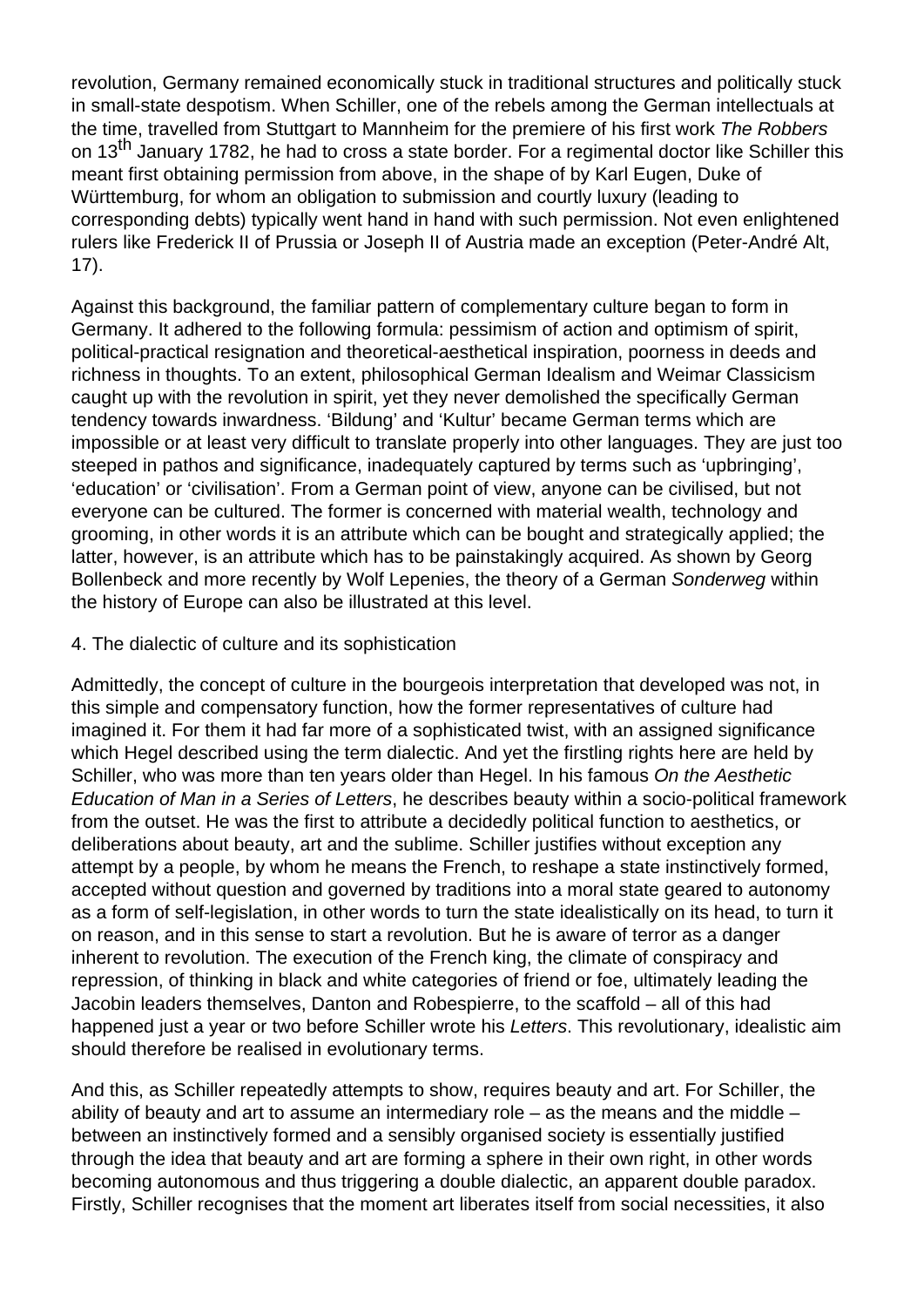revolution, Germany remained economically stuck in traditional structures and politically stuck in small-state despotism. When Schiller, one of the rebels among the German intellectuals at the time, travelled from Stuttgart to Mannheim for the premiere of his first work *The Robbers* on 13th January 1782, he had to cross a state border. For a regimental doctor like Schiller this meant first obtaining permission from above, in the shape of by Karl Eugen, Duke of Württemburg, for whom an obligation to submission and courtly luxury (leading to corresponding debts) typically went hand in hand with such permission. Not even enlightened rulers like Frederick II of Prussia or Joseph II of Austria made an exception (Peter-André Alt, 17).

Against this background, the familiar pattern of complementary culture began to form in Germany. It adhered to the following formula: pessimism of action and optimism of spirit, political-practical resignation and theoretical-aesthetical inspiration, poorness in deeds and richness in thoughts. To an extent, philosophical German Idealism and Weimar Classicism caught up with the revolution in spirit, yet they never demolished the specifically German tendency towards inwardness. 'Bildung' and 'Kultur' became German terms which are impossible or at least very difficult to translate properly into other languages. They are just too steeped in pathos and significance, inadequately captured by terms such as 'upbringing', 'education' or 'civilisation'. From a German point of view, anyone can be civilised, but not everyone can be cultured. The former is concerned with material wealth, technology and grooming, in other words it is an attribute which can be bought and strategically applied; the latter, however, is an attribute which has to be painstakingly acquired. As shown by Georg Bollenbeck and more recently by Wolf Lepenies, the theory of a German *Sonderweg* within the history of Europe can also be illustrated at this level.

## 4. The dialectic of culture and its sophistication

Admittedly, the concept of culture in the bourgeois interpretation that developed was not, in this simple and compensatory function, how the former representatives of culture had imagined it. For them it had far more of a sophisticated twist, with an assigned significance which Hegel described using the term dialectic. And yet the firstling rights here are held by Schiller, who was more than ten years older than Hegel. In his famous *On the Aesthetic Education of Man in a Series of Letters*, he describes beauty within a socio-political framework from the outset. He was the first to attribute a decidedly political function to aesthetics, or deliberations about beauty, art and the sublime. Schiller justifies without exception any attempt by a people, by whom he means the French, to reshape a state instinctively formed, accepted without question and governed by traditions into a moral state geared to autonomy as a form of self-legislation, in other words to turn the state idealistically on its head, to turn it on reason, and in this sense to start a revolution. But he is aware of terror as a danger inherent to revolution. The execution of the French king, the climate of conspiracy and repression, of thinking in black and white categories of friend or foe, ultimately leading the Jacobin leaders themselves, Danton and Robespierre, to the scaffold – all of this had happened just a year or two before Schiller wrote his *Letters*. This revolutionary, idealistic aim should therefore be realised in evolutionary terms.

And this, as Schiller repeatedly attempts to show, requires beauty and art. For Schiller, the ability of beauty and art to assume an intermediary role – as the means and the middle – between an instinctively formed and a sensibly organised society is essentially justified through the idea that beauty and art are forming a sphere in their own right, in other words becoming autonomous and thus triggering a double dialectic, an apparent double paradox. Firstly, Schiller recognises that the moment art liberates itself from social necessities, it also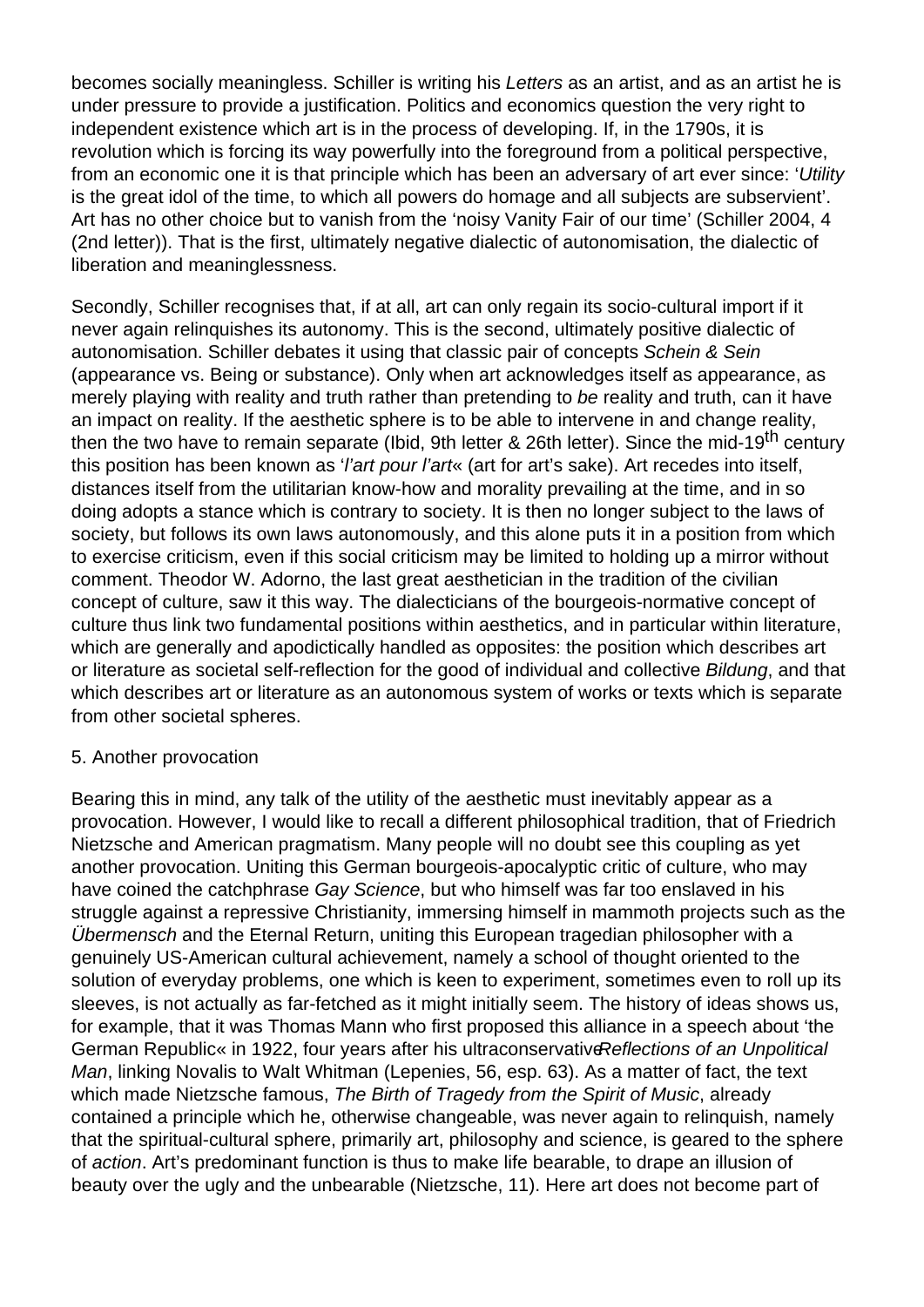becomes socially meaningless. Schiller is writing his *Letters* as an artist, and as an artist he is under pressure to provide a justification. Politics and economics question the very right to independent existence which art is in the process of developing. If, in the 1790s, it is revolution which is forcing its way powerfully into the foreground from a political perspective, from an economic one it is that principle which has been an adversary of art ever since: '*Utility* is the great idol of the time, to which all powers do homage and all subjects are subservient'. Art has no other choice but to vanish from the 'noisy Vanity Fair of our time' (Schiller 2004, 4 (2nd letter)). That is the first, ultimately negative dialectic of autonomisation, the dialectic of liberation and meaninglessness.

Secondly, Schiller recognises that, if at all, art can only regain its socio-cultural import if it never again relinquishes its autonomy. This is the second, ultimately positive dialectic of autonomisation. Schiller debates it using that classic pair of concepts *Schein & Sein* (appearance vs. Being or substance). Only when art acknowledges itself as appearance, as merely playing with reality and truth rather than pretending to *be* reality and truth, can it have an impact on reality. If the aesthetic sphere is to be able to intervene in and change reality, then the two have to remain separate (Ibid, 9th letter & 26th letter). Since the mid-19th century this position has been known as '*l'art pour l'art*« (art for art's sake). Art recedes into itself, distances itself from the utilitarian know-how and morality prevailing at the time, and in so doing adopts a stance which is contrary to society. It is then no longer subject to the laws of society, but follows its own laws autonomously, and this alone puts it in a position from which to exercise criticism, even if this social criticism may be limited to holding up a mirror without comment. Theodor W. Adorno, the last great aesthetician in the tradition of the civilian concept of culture, saw it this way. The dialecticians of the bourgeois-normative concept of culture thus link two fundamental positions within aesthetics, and in particular within literature, which are generally and apodictically handled as opposites: the position which describes art or literature as societal self-reflection for the good of individual and collective *Bildung*, and that which describes art or literature as an autonomous system of works or texts which is separate from other societal spheres.

5. Another provocation

Bearing this in mind, any talk of the utility of the aesthetic must inevitably appear as a provocation. However, I would like to recall a different philosophical tradition, that of Friedrich Nietzsche and American pragmatism. Many people will no doubt see this coupling as yet another provocation. Uniting this German bourgeois-apocalyptic critic of culture, who may have coined the catchphrase *Gay Science*, but who himself was far too enslaved in his struggle against a repressive Christianity, immersing himself in mammoth projects such as the *Übermensch* and the Eternal Return, uniting this European tragedian philosopher with a genuinely US-American cultural achievement, namely a school of thought oriented to the solution of everyday problems, one which is keen to experiment, sometimes even to roll up its sleeves, is not actually as far-fetched as it might initially seem. The history of ideas shows us, for example, that it was Thomas Mann who first proposed this alliance in a speech about 'the German Republic« in 1922, four years after his ultraconservative *Reflections of an Unpolitical Man*, linking Novalis to Walt Whitman (Lepenies, 56, esp. 63). As a matter of fact, the text which made Nietzsche famous, *The Birth of Tragedy from the Spirit of Music*, already contained a principle which he, otherwise changeable, was never again to relinquish, namely that the spiritual-cultural sphere, primarily art, philosophy and science, is geared to the sphere of *action*. Art's predominant function is thus to make life bearable, to drape an illusion of beauty over the ugly and the unbearable (Nietzsche, 11). Here art does not become part of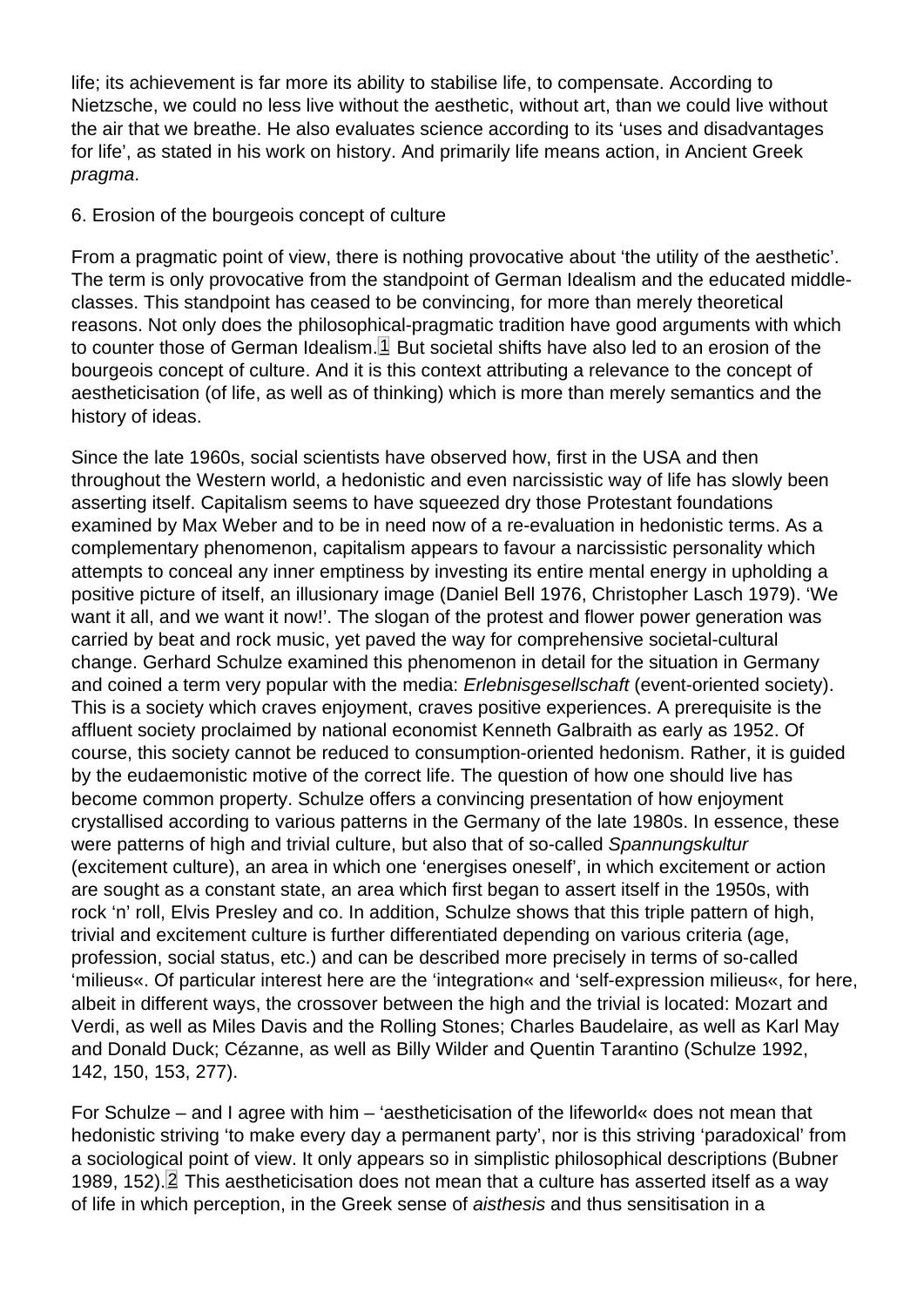life; its achievement is far more its ability to stabilise life, to compensate. According to Nietzsche, we could no less live without the aesthetic, without art, than we could live without the air that we breathe. He also evaluates science according to its 'uses and disadvantages for life', as stated in his work on history. And primarily life means action, in Ancient Greek *pragma*.

## 6. Erosion of the bourgeois concept of culture

From a pragmatic point of view, there is nothing provocative about 'the utility of the aesthetic'. The term is only provocative from the standpoint of German Idealism and the educated middle-classes. This standpoint has ceased to be convincing, for more than merely theoretical reasons. Not only does the philosophical-pragmatic tradition have good arguments with which to counter those of German Idealism.[1] But societal shifts have also led to an erosion of the bourgeois concept of culture. And it is this context attributing a relevance to the concept of aestheticisation (of life, as well as of thinking) which is more than merely semantics and the history of ideas.

Since the late 1960s, social scientists have observed how, first in the USA and then throughout the Western world, a hedonistic and even narcissistic way of life has slowly been asserting itself. Capitalism seems to have squeezed dry those Protestant foundations examined by Max Weber and to be in need now of a re-evaluation in hedonistic terms. As a complementary phenomenon, capitalism appears to favour a narcissistic personality which attempts to conceal any inner emptiness by investing its entire mental energy in upholding a positive picture of itself, an illusionary image (Daniel Bell 1976, Christopher Lasch 1979). 'We want it all, and we want it now!'. The slogan of the protest and flower power generation was carried by beat and rock music, yet paved the way for comprehensive societal-cultural change. Gerhard Schulze examined this phenomenon in detail for the situation in Germany and coined a term very popular with the media: *Erlebnisgesellschaft* (event-oriented society). This is a society which craves enjoyment, craves positive experiences. A prerequisite is the affluent society proclaimed by national economist Kenneth Galbraith as early as 1952. Of course, this society cannot be reduced to consumption-oriented hedonism. Rather, it is guided by the eudaemonistic motive of the correct life. The question of how one should live has become common property. Schulze offers a convincing presentation of how enjoyment crystallised according to various patterns in the Germany of the late 1980s. In essence, these were patterns of high and trivial culture, but also that of so-called *Spannungskultur* (excitement culture), an area in which one 'energises oneself', in which excitement or action are sought as a constant state, an area which first began to assert itself in the 1950s, with rock 'n' roll, Elvis Presley and co. In addition, Schulze shows that this triple pattern of high, trivial and excitement culture is further differentiated depending on various criteria (age, profession, social status, etc.) and can be described more precisely in terms of so-called 'milieus«. Of particular interest here are the 'integration« and 'self-expression milieus«, for here, albeit in different ways, the crossover between the high and the trivial is located: Mozart and Verdi, as well as Miles Davis and the Rolling Stones; Charles Baudelaire, as well as Karl May and Donald Duck; Cézanne, as well as Billy Wilder and Quentin Tarantino (Schulze 1992, 142, 150, 153, 277).

For Schulze – and I agree with him – 'aestheticisation of the lifeworld« does not mean that hedonistic striving 'to make every day a permanent party', nor is this striving 'paradoxical' from a sociological point of view. It only appears so in simplistic philosophical descriptions (Bubner 1989, 152).[2] This aestheticisation does not mean that a culture has asserted itself as a way of life in which perception, in the Greek sense of *aisthesis* and thus sensitisation in a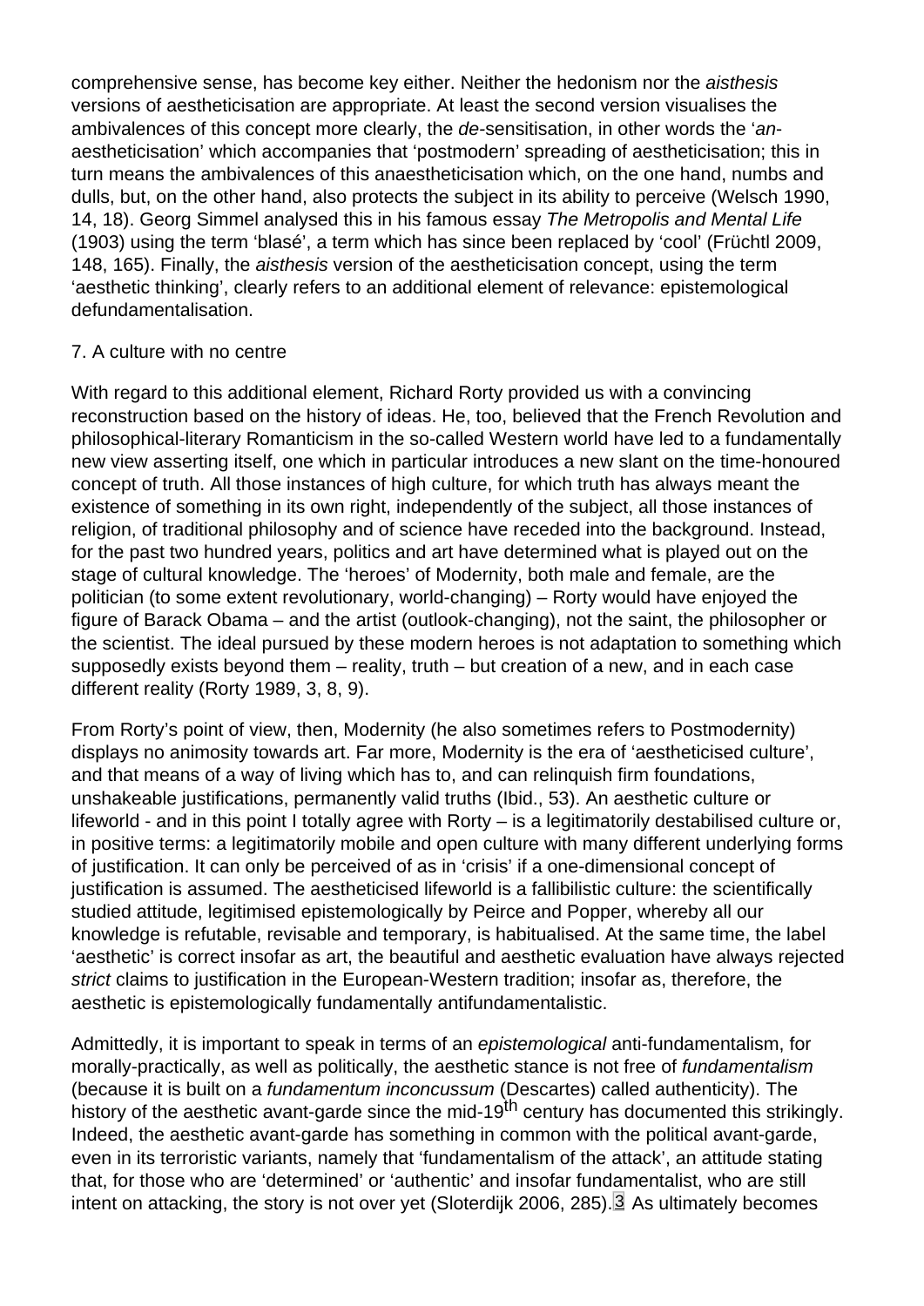comprehensive sense, has become key either. Neither the hedonism nor the *aisthesis* versions of aestheticisation are appropriate. At least the second version visualises the ambivalences of this concept more clearly, the *de*-sensitisation, in other words the '*an*-aestheticisation' which accompanies that 'postmodern' spreading of aestheticisation; this in turn means the ambivalences of this anaestheticisation which, on the one hand, numbs and dulls, but, on the other hand, also protects the subject in its ability to perceive (Welsch 1990, 14, 18). Georg Simmel analysed this in his famous essay *The Metropolis and Mental Life* (1903) using the term 'blasé', a term which has since been replaced by 'cool' (Früchtl 2009, 148, 165). Finally, the *aisthesis* version of the aestheticisation concept, using the term 'aesthetic thinking', clearly refers to an additional element of relevance: epistemological defundamentalisation.

## 7. A culture with no centre

With regard to this additional element, Richard Rorty provided us with a convincing reconstruction based on the history of ideas. He, too, believed that the French Revolution and philosophical-literary Romanticism in the so-called Western world have led to a fundamentally new view asserting itself, one which in particular introduces a new slant on the time-honoured concept of truth. All those instances of high culture, for which truth has always meant the existence of something in its own right, independently of the subject, all those instances of religion, of traditional philosophy and of science have receded into the background. Instead, for the past two hundred years, politics and art have determined what is played out on the stage of cultural knowledge. The 'heroes' of Modernity, both male and female, are the politician (to some extent revolutionary, world-changing) – Rorty would have enjoyed the figure of Barack Obama – and the artist (outlook-changing), not the saint, the philosopher or the scientist. The ideal pursued by these modern heroes is not adaptation to something which supposedly exists beyond them – reality, truth – but creation of a new, and in each case different reality (Rorty 1989, 3, 8, 9).

From Rorty's point of view, then, Modernity (he also sometimes refers to Postmodernity) displays no animosity towards art. Far more, Modernity is the era of 'aestheticised culture', and that means of a way of living which has to, and can relinquish firm foundations, unshakeable justifications, permanently valid truths (Ibid., 53). An aesthetic culture or lifeworld - and in this point I totally agree with Rorty – is a legitimatorily destabilised culture or, in positive terms: a legitimatorily mobile and open culture with many different underlying forms of justification. It can only be perceived of as in 'crisis' if a one-dimensional concept of justification is assumed. The aestheticised lifeworld is a fallibilistic culture: the scientifically studied attitude, legitimised epistemologically by Peirce and Popper, whereby all our knowledge is refutable, revisable and temporary, is habitualised. At the same time, the label 'aesthetic' is correct insofar as art, the beautiful and aesthetic evaluation have always rejected *strict* claims to justification in the European-Western tradition; insofar as, therefore, the aesthetic is epistemologically fundamentally antifundamentalistic.

Admittedly, it is important to speak in terms of an *epistemological* anti-fundamentalism, for morally-practically, as well as politically, the aesthetic stance is not free of *fundamentalism* (because it is built on a *fundamentum inconcussum* (Descartes) called authenticity). The history of the aesthetic avant-garde since the mid-19th century has documented this strikingly. Indeed, the aesthetic avant-garde has something in common with the political avant-garde, even in its terroristic variants, namely that 'fundamentalism of the attack', an attitude stating that, for those who are 'determined' or 'authentic' and insofar fundamentalist, who are still intent on attacking, the story is not over yet (Sloterdijk 2006, 285).[3] As ultimately becomes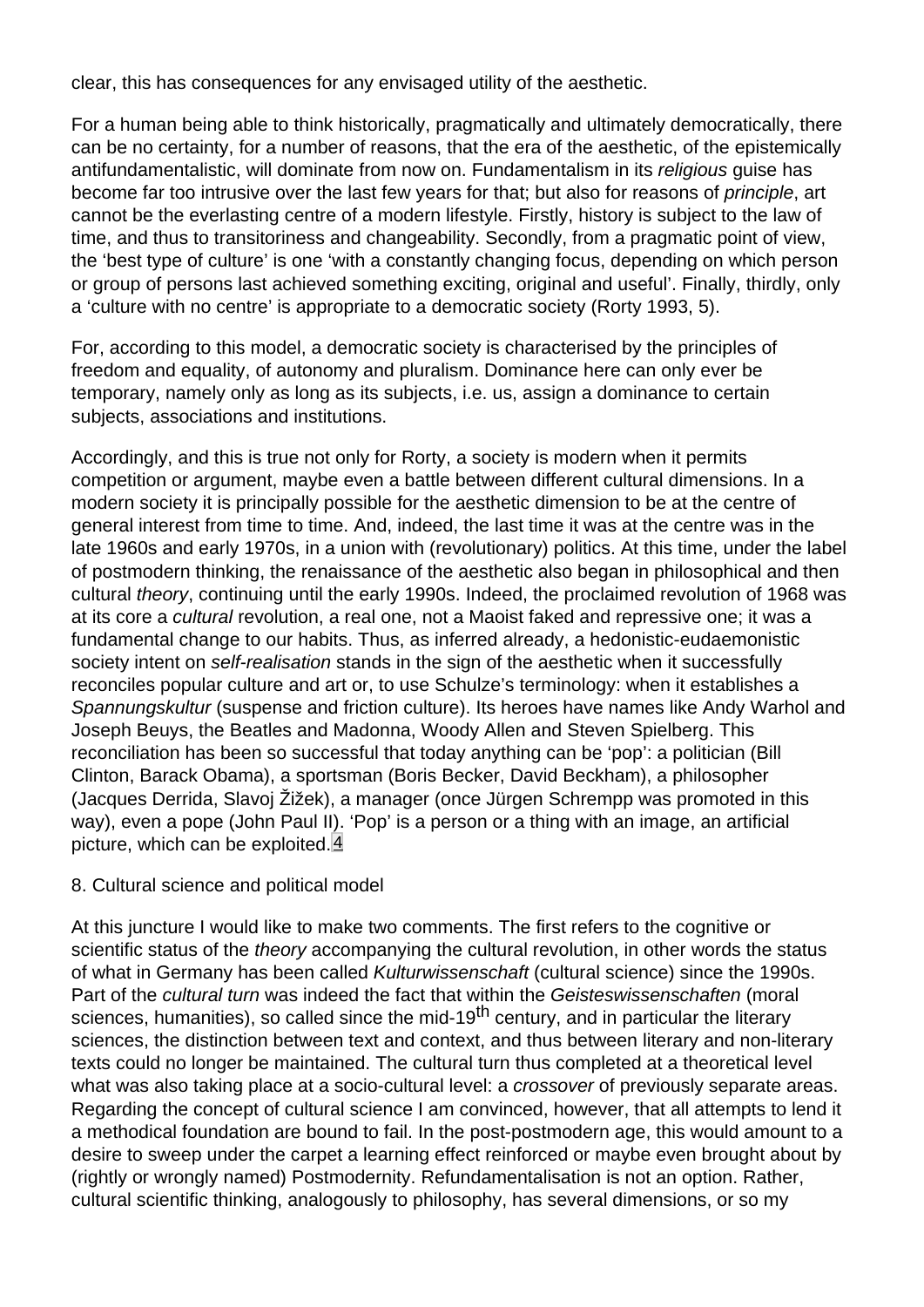clear, this has consequences for any envisaged utility of the aesthetic.

For a human being able to think historically, pragmatically and ultimately democratically, there can be no certainty, for a number of reasons, that the era of the aesthetic, of the epistemically antifundamentalistic, will dominate from now on. Fundamentalism in its *religious* guise has become far too intrusive over the last few years for that; but also for reasons of *principle*, art cannot be the everlasting centre of a modern lifestyle. Firstly, history is subject to the law of time, and thus to transitoriness and changeability. Secondly, from a pragmatic point of view, the 'best type of culture' is one 'with a constantly changing focus, depending on which person or group of persons last achieved something exciting, original and useful'. Finally, thirdly, only a 'culture with no centre' is appropriate to a democratic society (Rorty 1993, 5).

For, according to this model, a democratic society is characterised by the principles of freedom and equality, of autonomy and pluralism. Dominance here can only ever be temporary, namely only as long as its subjects, i.e. us, assign a dominance to certain subjects, associations and institutions.

Accordingly, and this is true not only for Rorty, a society is modern when it permits competition or argument, maybe even a battle between different cultural dimensions. In a modern society it is principally possible for the aesthetic dimension to be at the centre of general interest from time to time. And, indeed, the last time it was at the centre was in the late 1960s and early 1970s, in a union with (revolutionary) politics. At this time, under the label of postmodern thinking, the renaissance of the aesthetic also began in philosophical and then cultural *theory*, continuing until the early 1990s. Indeed, the proclaimed revolution of 1968 was at its core a *cultural* revolution, a real one, not a Maoist faked and repressive one; it was a fundamental change to our habits. Thus, as inferred already, a hedonistic-eudaemonistic society intent on *self-realisation* stands in the sign of the aesthetic when it successfully reconciles popular culture and art or, to use Schulze's terminology: when it establishes a *Spannungskultur* (suspense and friction culture). Its heroes have names like Andy Warhol and Joseph Beuys, the Beatles and Madonna, Woody Allen and Steven Spielberg. This reconciliation has been so successful that today anything can be 'pop': a politician (Bill Clinton, Barack Obama), a sportsman (Boris Becker, David Beckham), a philosopher (Jacques Derrida, Slavoj Žižek), a manager (once Jürgen Schrempp was promoted in this way), even a pope (John Paul II). 'Pop' is a person or a thing with an image, an artificial picture, which can be exploited.[4]

8. Cultural science and political model

At this juncture I would like to make two comments. The first refers to the cognitive or scientific status of the *theory* accompanying the cultural revolution, in other words the status of what in Germany has been called *Kulturwissenschaft* (cultural science) since the 1990s. Part of the *cultural turn* was indeed the fact that within the *Geisteswissenschaften* (moral sciences, humanities), so called since the mid-19th century, and in particular the literary sciences, the distinction between text and context, and thus between literary and non-literary texts could no longer be maintained. The cultural turn thus completed at a theoretical level what was also taking place at a socio-cultural level: a *crossover* of previously separate areas. Regarding the concept of cultural science I am convinced, however, that all attempts to lend it a methodical foundation are bound to fail. In the post-postmodern age, this would amount to a desire to sweep under the carpet a learning effect reinforced or maybe even brought about by (rightly or wrongly named) Postmodernity. Refundamentalisation is not an option. Rather, cultural scientific thinking, analogously to philosophy, has several dimensions, or so my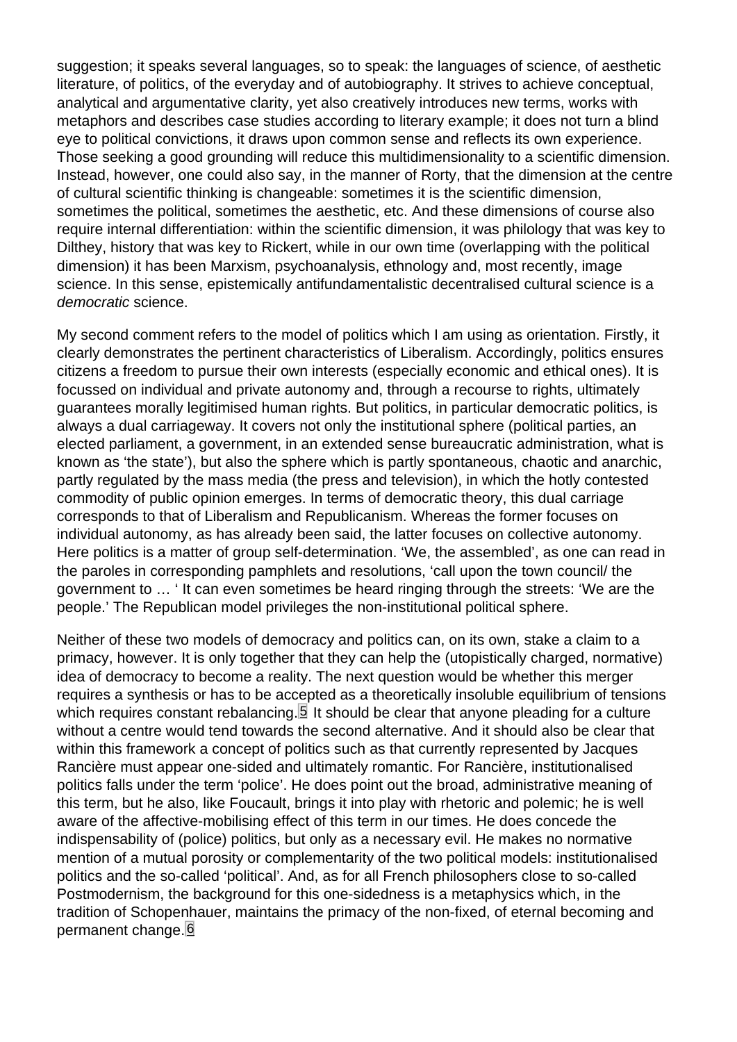suggestion; it speaks several languages, so to speak: the languages of science, of aesthetic literature, of politics, of the everyday and of autobiography. It strives to achieve conceptual, analytical and argumentative clarity, yet also creatively introduces new terms, works with metaphors and describes case studies according to literary example; it does not turn a blind eye to political convictions, it draws upon common sense and reflects its own experience. Those seeking a good grounding will reduce this multidimensionality to a scientific dimension. Instead, however, one could also say, in the manner of Rorty, that the dimension at the centre of cultural scientific thinking is changeable: sometimes it is the scientific dimension, sometimes the political, sometimes the aesthetic, etc. And these dimensions of course also require internal differentiation: within the scientific dimension, it was philology that was key to Dilthey, history that was key to Rickert, while in our own time (overlapping with the political dimension) it has been Marxism, psychoanalysis, ethnology and, most recently, image science. In this sense, epistemically antifundamentalistic decentralised cultural science is a *democratic* science.

My second comment refers to the model of politics which I am using as orientation. Firstly, it clearly demonstrates the pertinent characteristics of Liberalism. Accordingly, politics ensures citizens a freedom to pursue their own interests (especially economic and ethical ones). It is focussed on individual and private autonomy and, through a recourse to rights, ultimately guarantees morally legitimised human rights. But politics, in particular democratic politics, is always a dual carriageway. It covers not only the institutional sphere (political parties, an elected parliament, a government, in an extended sense bureaucratic administration, what is known as 'the state'), but also the sphere which is partly spontaneous, chaotic and anarchic, partly regulated by the mass media (the press and television), in which the hotly contested commodity of public opinion emerges. In terms of democratic theory, this dual carriage corresponds to that of Liberalism and Republicanism. Whereas the former focuses on individual autonomy, as has already been said, the latter focuses on collective autonomy. Here politics is a matter of group self-determination. 'We, the assembled', as one can read in the paroles in corresponding pamphlets and resolutions, 'call upon the town council/ the government to … ' It can even sometimes be heard ringing through the streets: 'We are the people.' The Republican model privileges the non-institutional political sphere.

Neither of these two models of democracy and politics can, on its own, stake a claim to a primacy, however. It is only together that they can help the (utopistically charged, normative) idea of democracy to become a reality. The next question would be whether this merger requires a synthesis or has to be accepted as a theoretically insoluble equilibrium of tensions which requires constant rebalancing.[5] It should be clear that anyone pleading for a culture without a centre would tend towards the second alternative. And it should also be clear that within this framework a concept of politics such as that currently represented by Jacques Rancière must appear one-sided and ultimately romantic. For Rancière, institutionalised politics falls under the term 'police'. He does point out the broad, administrative meaning of this term, but he also, like Foucault, brings it into play with rhetoric and polemic; he is well aware of the affective-mobilising effect of this term in our times. He does concede the indispensability of (police) politics, but only as a necessary evil. He makes no normative mention of a mutual porosity or complementarity of the two political models: institutionalised politics and the so-called 'political'. And, as for all French philosophers close to so-called Postmodernism, the background for this one-sidedness is a metaphysics which, in the tradition of Schopenhauer, maintains the primacy of the non-fixed, of eternal becoming and permanent change.[6]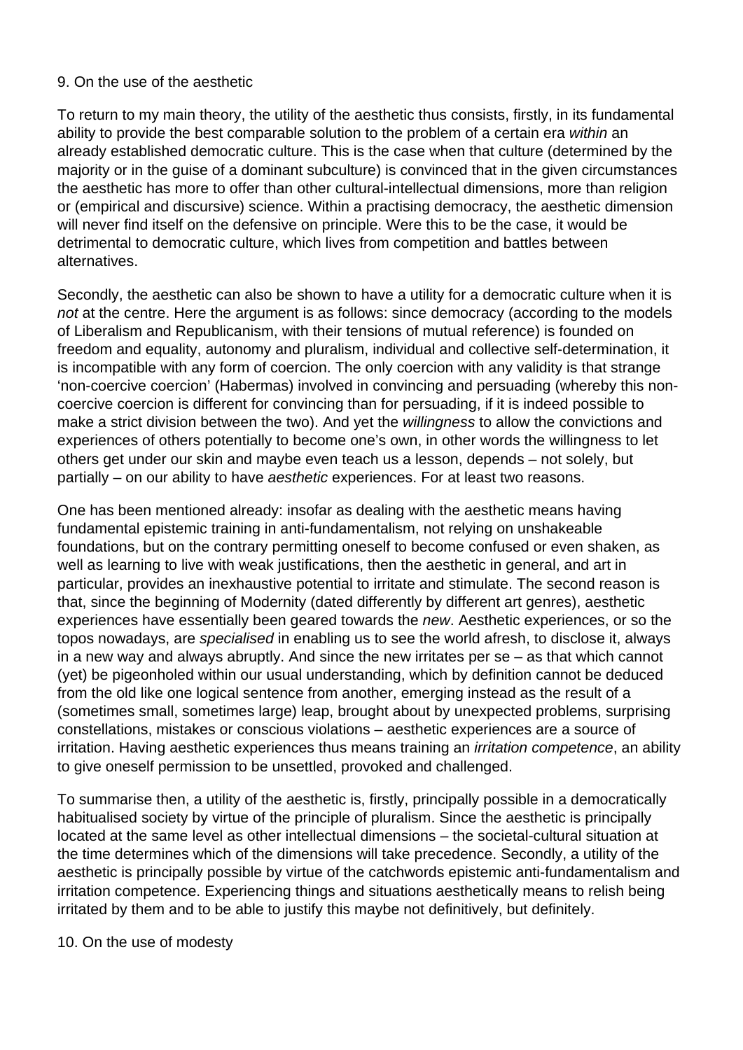## 9. On the use of the aesthetic

To return to my main theory, the utility of the aesthetic thus consists, firstly, in its fundamental ability to provide the best comparable solution to the problem of a certain era *within* an already established democratic culture. This is the case when that culture (determined by the majority or in the guise of a dominant subculture) is convinced that in the given circumstances the aesthetic has more to offer than other cultural-intellectual dimensions, more than religion or (empirical and discursive) science. Within a practising democracy, the aesthetic dimension will never find itself on the defensive on principle. Were this to be the case, it would be detrimental to democratic culture, which lives from competition and battles between alternatives.

Secondly, the aesthetic can also be shown to have a utility for a democratic culture when it is *not* at the centre. Here the argument is as follows: since democracy (according to the models of Liberalism and Republicanism, with their tensions of mutual reference) is founded on freedom and equality, autonomy and pluralism, individual and collective self-determination, it is incompatible with any form of coercion. The only coercion with any validity is that strange 'non-coercive coercion' (Habermas) involved in convincing and persuading (whereby this non-coercive coercion is different for convincing than for persuading, if it is indeed possible to make a strict division between the two). And yet the *willingness* to allow the convictions and experiences of others potentially to become one's own, in other words the willingness to let others get under our skin and maybe even teach us a lesson, depends – not solely, but partially – on our ability to have *aesthetic* experiences. For at least two reasons.

One has been mentioned already: insofar as dealing with the aesthetic means having fundamental epistemic training in anti-fundamentalism, not relying on unshakeable foundations, but on the contrary permitting oneself to become confused or even shaken, as well as learning to live with weak justifications, then the aesthetic in general, and art in particular, provides an inexhaustive potential to irritate and stimulate. The second reason is that, since the beginning of Modernity (dated differently by different art genres), aesthetic experiences have essentially been geared towards the *new*. Aesthetic experiences, or so the topos nowadays, are *specialised* in enabling us to see the world afresh, to disclose it, always in a new way and always abruptly. And since the new irritates per se – as that which cannot (yet) be pigeonholed within our usual understanding, which by definition cannot be deduced from the old like one logical sentence from another, emerging instead as the result of a (sometimes small, sometimes large) leap, brought about by unexpected problems, surprising constellations, mistakes or conscious violations – aesthetic experiences are a source of irritation. Having aesthetic experiences thus means training an *irritation competence*, an ability to give oneself permission to be unsettled, provoked and challenged.

To summarise then, a utility of the aesthetic is, firstly, principally possible in a democratically habitualised society by virtue of the principle of pluralism. Since the aesthetic is principally located at the same level as other intellectual dimensions – the societal-cultural situation at the time determines which of the dimensions will take precedence. Secondly, a utility of the aesthetic is principally possible by virtue of the catchwords epistemic anti-fundamentalism and irritation competence. Experiencing things and situations aesthetically means to relish being irritated by them and to be able to justify this maybe not definitively, but definitely.

## 10. On the use of modesty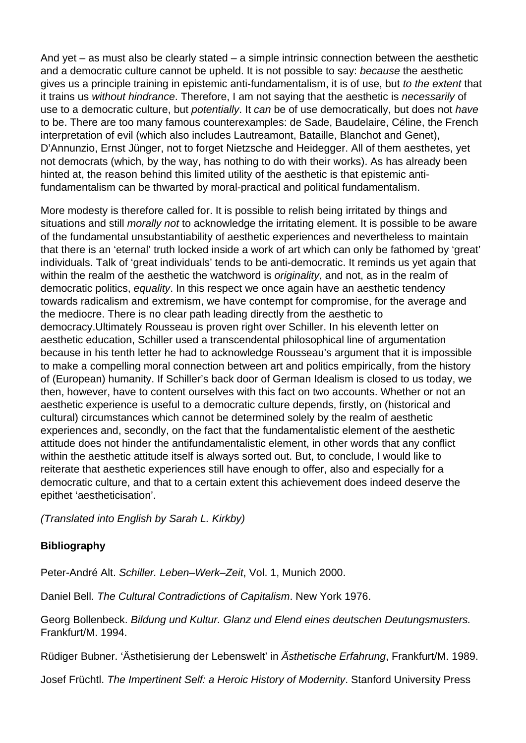And yet – as must also be clearly stated – a simple intrinsic connection between the aesthetic and a democratic culture cannot be upheld. It is not possible to say: *because* the aesthetic gives us a principle training in epistemic anti-fundamentalism, it is of use, but *to the extent* that it trains us *without hindrance*. Therefore, I am not saying that the aesthetic is *necessarily* of use to a democratic culture, but *potentially*. It *can* be of use democratically, but does not *have* to be. There are too many famous counterexamples: de Sade, Baudelaire, Céline, the French interpretation of evil (which also includes Lautreamont, Bataille, Blanchot and Genet), D'Annunzio, Ernst Jünger, not to forget Nietzsche and Heidegger. All of them aesthetes, yet not democrats (which, by the way, has nothing to do with their works). As has already been hinted at, the reason behind this limited utility of the aesthetic is that epistemic anti-fundamentalism can be thwarted by moral-practical and political fundamentalism.

More modesty is therefore called for. It is possible to relish being irritated by things and situations and still *morally not* to acknowledge the irritating element. It is possible to be aware of the fundamental unsubstantiability of aesthetic experiences and nevertheless to maintain that there is an 'eternal' truth locked inside a work of art which can only be fathomed by 'great' individuals. Talk of 'great individuals' tends to be anti-democratic. It reminds us yet again that within the realm of the aesthetic the watchword is *originality*, and not, as in the realm of democratic politics, *equality*. In this respect we once again have an aesthetic tendency towards radicalism and extremism, we have contempt for compromise, for the average and the mediocre. There is no clear path leading directly from the aesthetic to democracy.Ultimately Rousseau is proven right over Schiller. In his eleventh letter on aesthetic education, Schiller used a transcendental philosophical line of argumentation because in his tenth letter he had to acknowledge Rousseau's argument that it is impossible to make a compelling moral connection between art and politics empirically, from the history of (European) humanity. If Schiller's back door of German Idealism is closed to us today, we then, however, have to content ourselves with this fact on two accounts. Whether or not an aesthetic experience is useful to a democratic culture depends, firstly, on (historical and cultural) circumstances which cannot be determined solely by the realm of aesthetic experiences and, secondly, on the fact that the fundamentalistic element of the aesthetic attitude does not hinder the antifundamentalistic element, in other words that any conflict within the aesthetic attitude itself is always sorted out. But, to conclude, I would like to reiterate that aesthetic experiences still have enough to offer, also and especially for a democratic culture, and that to a certain extent this achievement does indeed deserve the epithet 'aestheticisation'.

*(Translated into English by Sarah L. Kirkby)*

**Bibliography**

Peter-André Alt. *Schiller. Leben–Werk–Zeit*, Vol. 1, Munich 2000.

Daniel Bell. *The Cultural Contradictions of Capitalism*. New York 1976.

Georg Bollenbeck. *Bildung und Kultur. Glanz und Elend eines deutschen Deutungsmusters.* Frankfurt/M. 1994.

Rüdiger Bubner. 'Ästhetisierung der Lebenswelt' in *Ästhetische Erfahrung*, Frankfurt/M. 1989.

Josef Früchtl. *The Impertinent Self: a Heroic History of Modernity*. Stanford University Press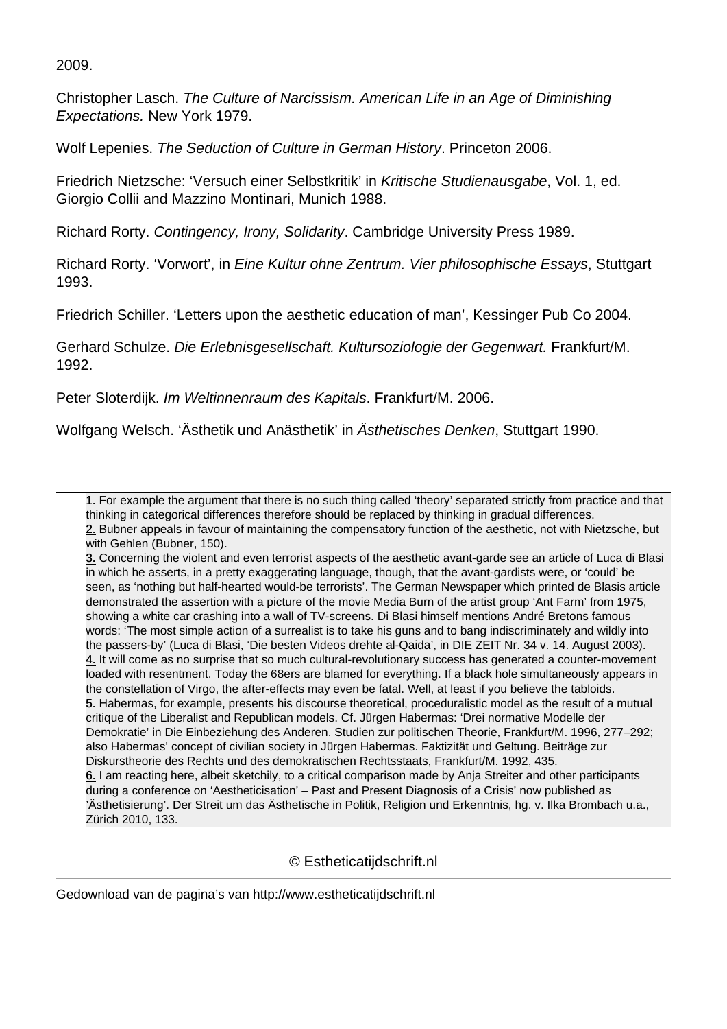2009.

Christopher Lasch. *The Culture of Narcissism. American Life in an Age of Diminishing Expectations.* New York 1979.

Wolf Lepenies. *The Seduction of Culture in German History*. Princeton 2006.

Friedrich Nietzsche: 'Versuch einer Selbstkritik' in *Kritische Studienausgabe*, Vol. 1, ed. Giorgio Collii and Mazzino Montinari, Munich 1988.

Richard Rorty. *Contingency, Irony, Solidarity*. Cambridge University Press 1989.

Richard Rorty. 'Vorwort', in *Eine Kultur ohne Zentrum. Vier philosophische Essays*, Stuttgart 1993.

Friedrich Schiller. 'Letters upon the aesthetic education of man', Kessinger Pub Co 2004.

Gerhard Schulze. *Die Erlebnisgesellschaft. Kultursoziologie der Gegenwart.* Frankfurt/M. 1992.

Peter Sloterdijk. *Im Weltinnenraum des Kapitals*. Frankfurt/M. 2006.

Wolfgang Welsch. 'Ästhetik und Anästhetik' in *Ästhetisches Denken*, Stuttgart 1990.

---

1. For example the argument that there is no such thing called 'theory' separated strictly from practice and that thinking in categorical differences therefore should be replaced by thinking in gradual differences.
2. Bubner appeals in favour of maintaining the compensatory function of the aesthetic, not with Nietzsche, but with Gehlen (Bubner, 150).
3. Concerning the violent and even terrorist aspects of the aesthetic avant-garde see an article of Luca di Blasi in which he asserts, in a pretty exaggerating language, though, that the avant-gardists were, or 'could' be seen, as 'nothing but half-hearted would-be terrorists'. The German Newspaper which printed de Blasis article demonstrated the assertion with a picture of the movie Media Burn of the artist group 'Ant Farm' from 1975, showing a white car crashing into a wall of TV-screens. Di Blasi himself mentions André Bretons famous words: 'The most simple action of a surrealist is to take his guns and to bang indiscriminately and wildly into the passers-by' (Luca di Blasi, 'Die besten Videos drehte al-Qaida', in DIE ZEIT Nr. 34 v. 14. August 2003).
4. It will come as no surprise that so much cultural-revolutionary success has generated a counter-movement loaded with resentment. Today the 68ers are blamed for everything. If a black hole simultaneously appears in the constellation of Virgo, the after-effects may even be fatal. Well, at least if you believe the tabloids.
5. Habermas, for example, presents his discourse theoretical, proceduralistic model as the result of a mutual critique of the Liberalist and Republican models. Cf. Jürgen Habermas: 'Drei normative Modelle der Demokratie' in Die Einbeziehung des Anderen. Studien zur politischen Theorie, Frankfurt/M. 1996, 277–292; also Habermas' concept of civilian society in Jürgen Habermas. Faktizität und Geltung. Beiträge zur Diskurstheorie des Rechts und des demokratischen Rechtsstaats, Frankfurt/M. 1992, 435.
6. I am reacting here, albeit sketchily, to a critical comparison made by Anja Streiter and other participants during a conference on 'Aestheticisation' – Past and Present Diagnosis of a Crisis' now published as 'Ästhetisierung'. Der Streit um das Ästhetische in Politik, Religion und Erkenntnis, hg. v. Ilka Brombach u.a., Zürich 2010, 133.